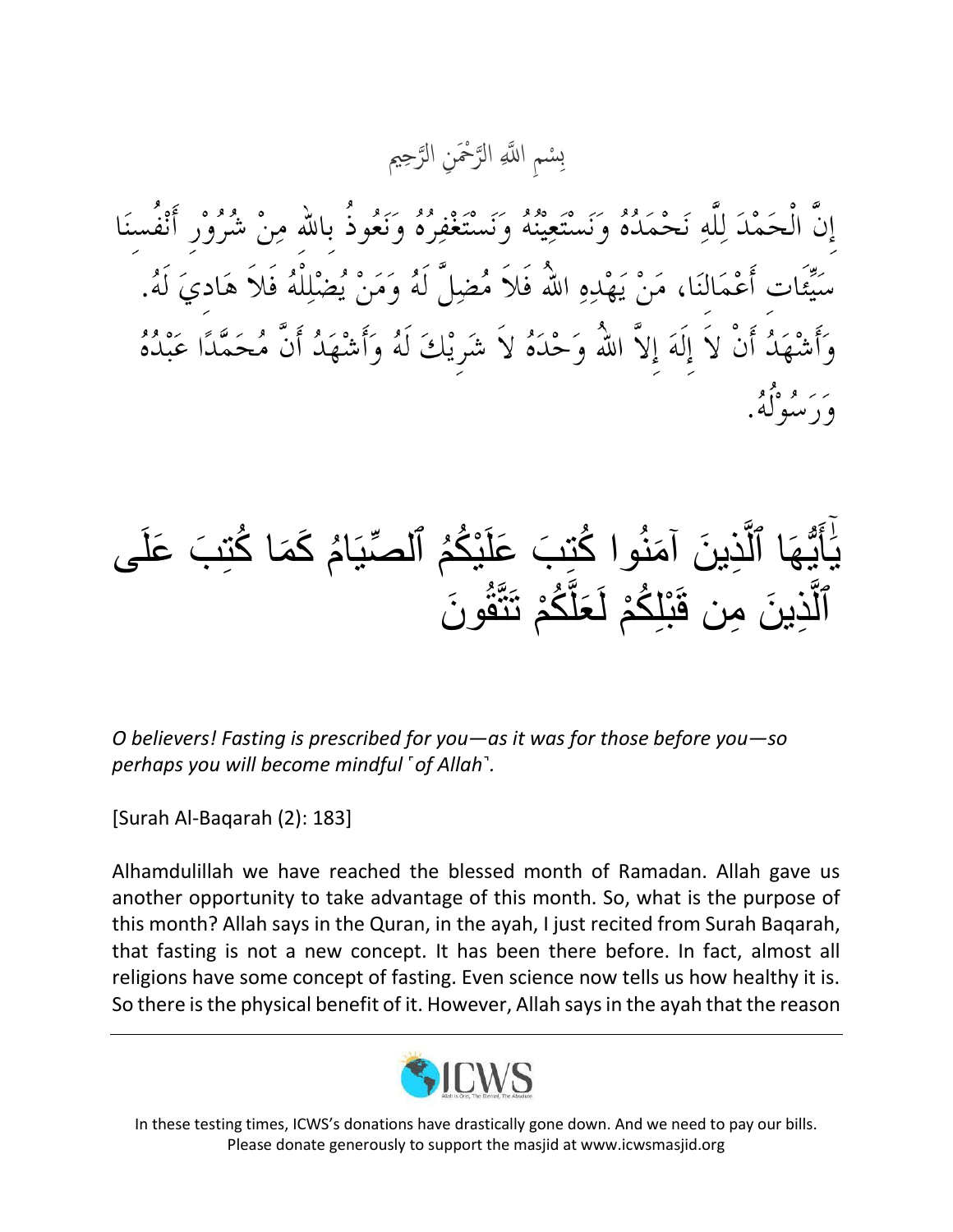بِسْمِ اللَّهِ الرَّحْمَنِ الرَّحِيمِ

إِنَّ الْحَمْدَ لِلَّهِ نَحْمَدُهُ وَنَسْتَعِيْنُهُ وَنَسْتَغْفِرُهُ وَنَعُوذُ بِاللهِ مِنْ شُرُوْرِ أَنْفُسِنَا سَيِّئَاتِ أَعْمَالِنَا، مَنْ يَهْدِهِ اللهُ فَلاَ مُضِلَّ لَهُ وَمَنْ يُضْلِلْهُ فَلاَ هَادِيَ لَهُ. وَأَشْهَدُ أَنْ لاَ إِلَهَ إِلاَّ اللهُ وَحْدَهُ لاَ شَرِيْكَ لَهُ وَأَشْهَدُ أَنَّ مُحَمَّدًا عَبْدُهُ وَرَسُوْلُهُ.

يَٰٓأَيُّهَا ٱلَّذِينَ آمَنُوا كُتِبَ عَلَيْكُمُ ٱلصِّيَامُ كَمَا كُتِبَ عَلَى ٱلَّذِينَ مِن قَبْلِكُمْ لَعَلَّكُمْ تَتَّقُونَ

*O believers! Fasting is prescribed for you—as it was for those before you—so perhaps you will become mindful ˹of Allah˺.*

[Surah Al-Baqarah (2): 183]

Alhamdulillah we have reached the blessed month of Ramadan. Allah gave us another opportunity to take advantage of this month. So, what is the purpose of this month? Allah says in the Quran, in the ayah, I just recited from Surah Baqarah, that fasting is not a new concept. It has been there before. In fact, almost all religions have some concept of fasting. Even science now tells us how healthy it is. So there is the physical benefit of it. However, Allah says in the ayah that the reason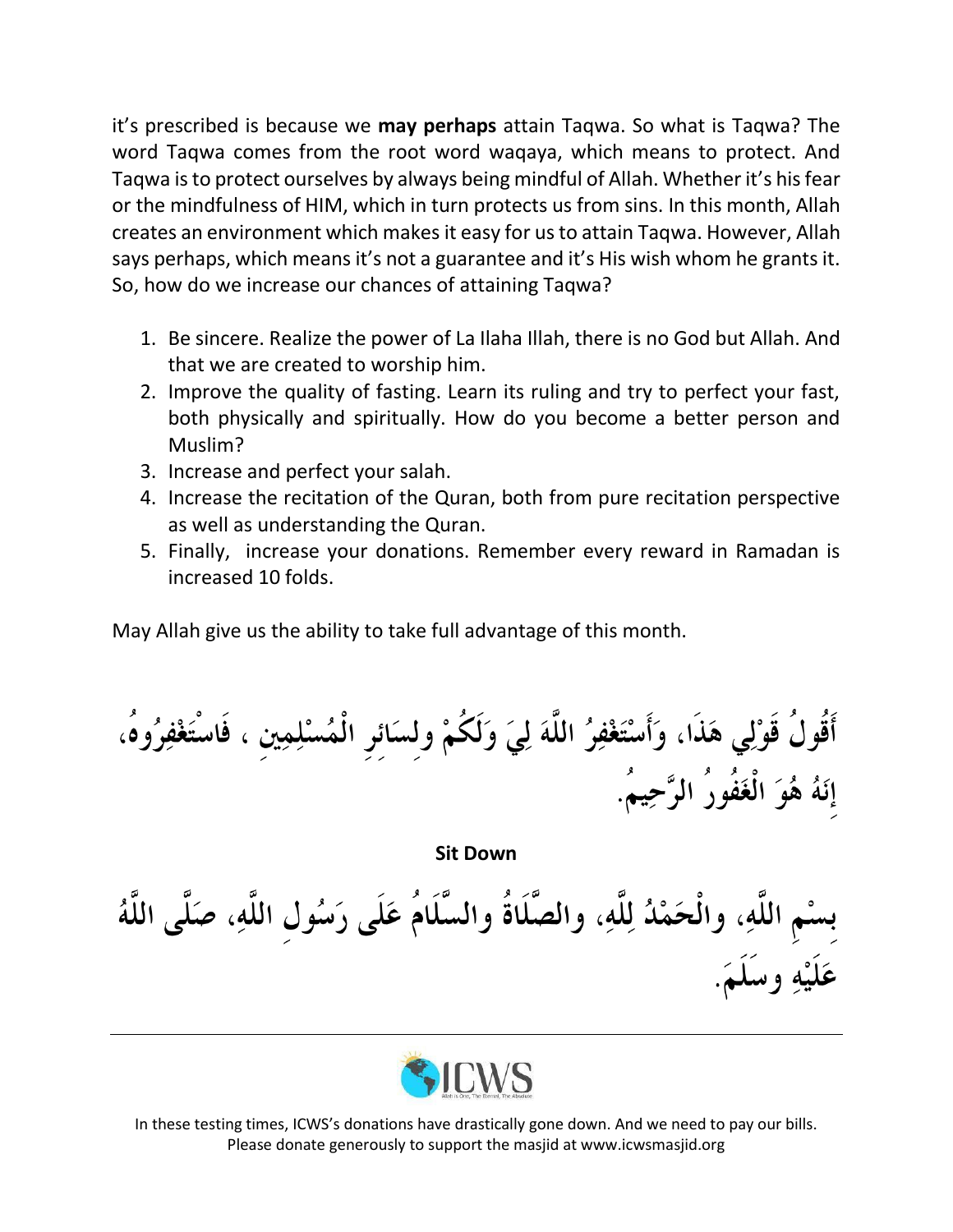it's prescribed is because we **may perhaps** attain Taqwa. So what is Taqwa? The word Taqwa comes from the root word waqaya, which means to protect. And Taqwa is to protect ourselves by always being mindful of Allah. Whether it's his fear or the mindfulness of HIM, which in turn protects us from sins. In this month, Allah creates an environment which makes it easy for us to attain Taqwa. However, Allah says perhaps, which means it's not a guarantee and it's His wish whom he grants it. So, how do we increase our chances of attaining Taqwa?

1. Be sincere. Realize the power of La Ilaha Illah, there is no God but Allah. And that we are created to worship him.
2. Improve the quality of fasting. Learn its ruling and try to perfect your fast, both physically and spiritually. How do you become a better person and Muslim?
3. Increase and perfect your salah.
4. Increase the recitation of the Quran, both from pure recitation perspective as well as understanding the Quran.
5. Finally, increase your donations. Remember every reward in Ramadan is increased 10 folds.

May Allah give us the ability to take full advantage of this month.

**أَقُولُ قَوْلِي هَذَا، وَأَسْتَغْفِرُ اللَّهَ لِيَ وَلَكُمْ ولِسَائِرِ الْمُسْلِمِين ، فَاسْتَغْفِرُوهُ، إِنَّهُ هُوَ الْغَفُورُ الرَّحِيمُ.**

**Sit Down**

**بِسْمِ اللَّهِ، والْحَمْدُ لِلَّهِ، والصَّلَاةُ والسَّلَامُ عَلَى رَسُولِ اللَّهِ، صَلَّى اللَّهُ عَلَيْهِ وسَلَمَ.**

In these testing times, ICWS's donations have drastically gone down. And we need to pay our bills. Please donate generously to support the masjid at www.icwsmasjid.org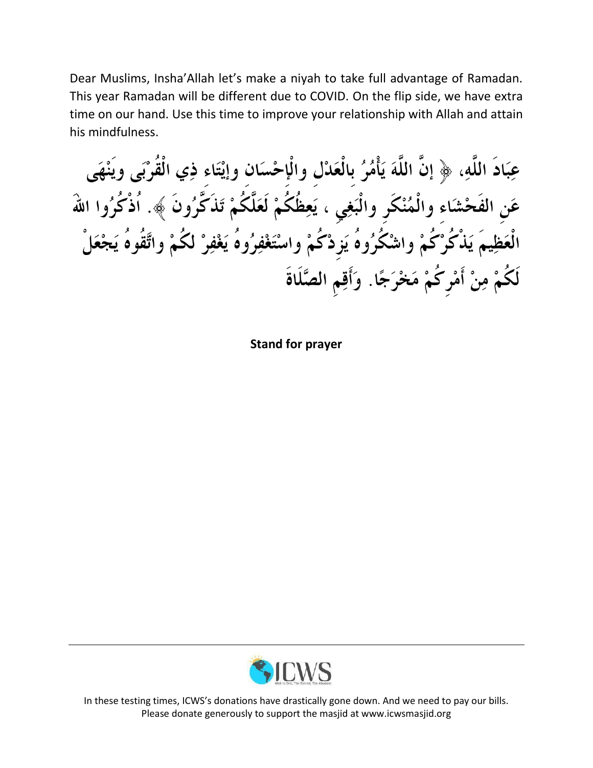Dear Muslims, Insha'Allah let's make a niyah to take full advantage of Ramadan. This year Ramadan will be different due to COVID. On the flip side, we have extra time on our hand. Use this time to improve your relationship with Allah and attain his mindfulness.

عِبَادَ اللَّهِ، ﴿ إنَّ اللَّهَ يَأْمُرُ بِالْعَدْلِ والْإِحْسَانِ وإيْتَاء ذِي الْقُرْبَى ويَنْهَى عَنِ الفَحْشَاءِ والْمُنْكَرِ والْبَغِي ، يَعِظُكُمْ لَعَلَّكُمْ تَذَكَّرُونَ ﴾. اُذْكُرُوا اللهَ الْعَظِيمَ يَذْكُرْكُمْ واشْكُرُوهُ يَزِدْكُمْ واسْتَغْفِرُوهُ يَغْفِرْ لكُمْ واتَّقُوهُ يَجْعَلْ لَكُمْ مِنْ أَمْرِكُمْ مَخْرَجًا. وَأَقِمِ الصَّلَاةَ

**Stand for prayer**

In these testing times, ICWS's donations have drastically gone down. And we need to pay our bills. Please donate generously to support the masjid at www.icwsmasjid.org